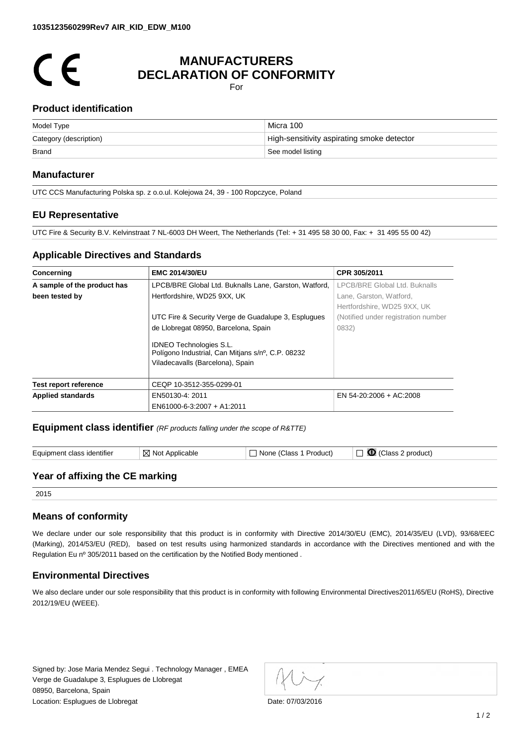**1035123560299Rev7 AIR_KID_EDW_M100**

CE

# MANUFACTURERS DECLARATION OF CONFORMITY

For

## Product identification

| | |
|---|---|
| Model Type | Micra 100 |
| Category (description) | High-sensitivity aspirating smoke detector |
| Brand | See model listing |

## Manufacturer

UTC CCS Manufacturing Polska sp. z o.o.ul. Kolejowa 24, 39 - 100 Ropczyce, Poland

## EU Representative

UTC Fire & Security B.V. Kelvinstraat 7 NL-6003 DH Weert, The Netherlands (Tel: + 31 495 58 30 00, Fax: + 31 495 55 00 42)

## Applicable Directives and Standards

| Concerning | EMC 2014/30/EU | CPR 305/2011 |
|---|---|---|
| A sample of the product has been tested by | LPCB/BRE Global Ltd. Buknalls Lane, Garston, Watford, Hertfordshire, WD25 9XX, UK<br><br>UTC Fire & Security Verge de Guadalupe 3, Esplugues de Llobregat 08950, Barcelona, Spain<br><br>IDNEO Technologies S.L. Polígono Industrial, Can Mitjans s/nº, C.P. 08232 Viladecavalls (Barcelona), Spain | LPCB/BRE Global Ltd. Buknalls Lane, Garston, Watford, Hertfordshire, WD25 9XX, UK (Notified under registration number 0832) |
| Test report reference | CEQP 10-3512-355-0299-01 | |
| Applied standards | EN50130-4: 2011<br>EN61000-6-3:2007 + A1:2011 | EN 54-20:2006 + AC:2008 |

## Equipment class identifier *(RF products falling under the scope of R&TTE)*

| Equipment class identifier | ☒ Not Applicable | ☐ None (Class 1 Product) | ☐ ⓛ (Class 2 product) |
|---|---|---|---|

## Year of affixing the CE marking

2015

## Means of conformity

We declare under our sole responsibility that this product is in conformity with Directive 2014/30/EU (EMC), 2014/35/EU (LVD), 93/68/EEC (Marking), 2014/53/EU (RED), based on test results using harmonized standards in accordance with the Directives mentioned and with the Regulation Eu nº 305/2011 based on the certification by the Notified Body mentioned .

## Environmental Directives

We also declare under our sole responsibility that this product is in conformity with following Environmental Directives2011/65/EU (RoHS), Directive 2012/19/EU (WEEE).

Signed by: Jose Maria Mendez Segui . Technology Manager , EMEA
Verge de Guadalupe 3, Esplugues de Llobregat
08950, Barcelona, Spain
Location: Esplugues de Llobregat

Date: 07/03/2016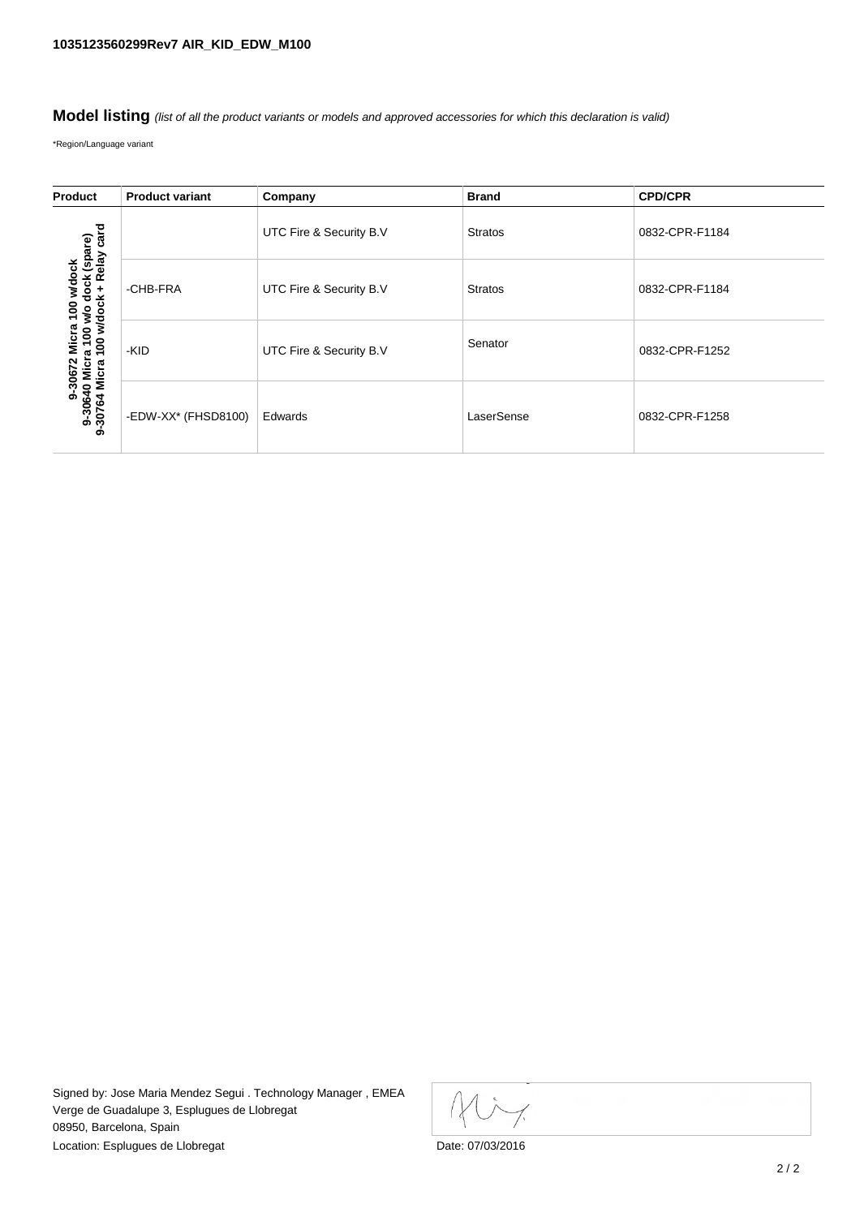**1035123560299Rev7 AIR_KID_EDW_M100**

## Model listing *(list of all the product variants or models and approved accessories for which this declaration is valid)*

*Region/Language variant

| Product | Product variant | Company | Brand | CPD/CPR |
|---|---|---|---|---|
| 9-30672 Micra 100 w/dock<br>9-30640 Micra 100 w/o dock (spare)<br>9-30764 Micra 100 w/dock + Relay card | | UTC Fire & Security B.V | Stratos | 0832-CPR-F1184 |
| | -CHB-FRA | UTC Fire & Security B.V | Stratos | 0832-CPR-F1184 |
| | -KID | UTC Fire & Security B.V | Senator | 0832-CPR-F1252 |
| | -EDW-XX* (FHSD8100) | Edwards | LaserSense | 0832-CPR-F1258 |

Signed by: Jose Maria Mendez Segui . Technology Manager , EMEA
Verge de Guadalupe 3, Esplugues de Llobregat
08950, Barcelona, Spain
Location: Esplugues de Llobregat

Date: 07/03/2016